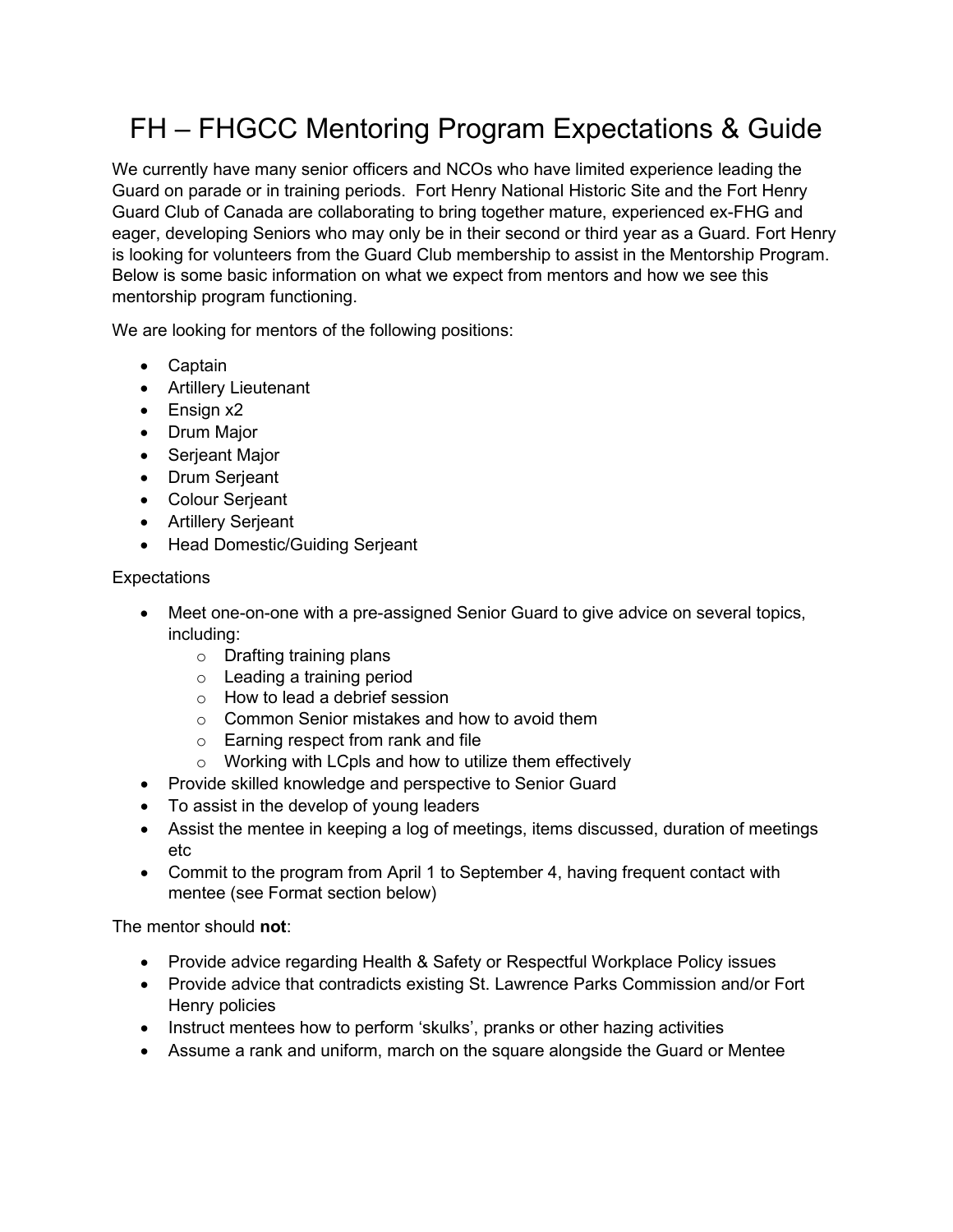# FH – FHGCC Mentoring Program Expectations & Guide

We currently have many senior officers and NCOs who have limited experience leading the Guard on parade or in training periods. Fort Henry National Historic Site and the Fort Henry Guard Club of Canada are collaborating to bring together mature, experienced ex-FHG and eager, developing Seniors who may only be in their second or third year as a Guard. Fort Henry is looking for volunteers from the Guard Club membership to assist in the Mentorship Program. Below is some basic information on what we expect from mentors and how we see this mentorship program functioning.

We are looking for mentors of the following positions:

- Captain
- Artillery Lieutenant
- Ensign x2
- Drum Major
- Serjeant Major
- Drum Serjeant
- Colour Serjeant
- Artillery Serjeant
- Head Domestic/Guiding Serjeant

Expectations

- Meet one-on-one with a pre-assigned Senior Guard to give advice on several topics, including:
    - Drafting training plans
    - Leading a training period
    - How to lead a debrief session
    - Common Senior mistakes and how to avoid them
    - Earning respect from rank and file
    - Working with LCpls and how to utilize them effectively
- Provide skilled knowledge and perspective to Senior Guard
- To assist in the develop of young leaders
- Assist the mentee in keeping a log of meetings, items discussed, duration of meetings etc
- Commit to the program from April 1 to September 4, having frequent contact with mentee (see Format section below)

The mentor should **not**:

- Provide advice regarding Health & Safety or Respectful Workplace Policy issues
- Provide advice that contradicts existing St. Lawrence Parks Commission and/or Fort Henry policies
- Instruct mentees how to perform 'skulks', pranks or other hazing activities
- Assume a rank and uniform, march on the square alongside the Guard or Mentee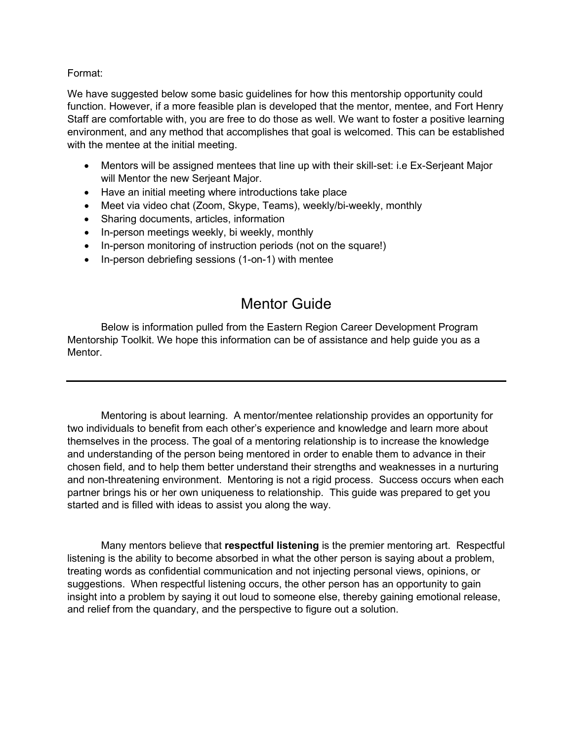Format:

We have suggested below some basic guidelines for how this mentorship opportunity could function. However, if a more feasible plan is developed that the mentor, mentee, and Fort Henry Staff are comfortable with, you are free to do those as well. We want to foster a positive learning environment, and any method that accomplishes that goal is welcomed. This can be established with the mentee at the initial meeting.

- Mentors will be assigned mentees that line up with their skill-set: i.e Ex-Serjeant Major will Mentor the new Serjeant Major.
- Have an initial meeting where introductions take place
- Meet via video chat (Zoom, Skype, Teams), weekly/bi-weekly, monthly
- Sharing documents, articles, information
- In-person meetings weekly, bi weekly, monthly
- In-person monitoring of instruction periods (not on the square!)
- In-person debriefing sessions (1-on-1) with mentee

# Mentor Guide

Below is information pulled from the Eastern Region Career Development Program Mentorship Toolkit. We hope this information can be of assistance and help guide you as a Mentor.

---

Mentoring is about learning. A mentor/mentee relationship provides an opportunity for two individuals to benefit from each other's experience and knowledge and learn more about themselves in the process. The goal of a mentoring relationship is to increase the knowledge and understanding of the person being mentored in order to enable them to advance in their chosen field, and to help them better understand their strengths and weaknesses in a nurturing and non-threatening environment. Mentoring is not a rigid process. Success occurs when each partner brings his or her own uniqueness to relationship. This guide was prepared to get you started and is filled with ideas to assist you along the way.

Many mentors believe that **respectful listening** is the premier mentoring art. Respectful listening is the ability to become absorbed in what the other person is saying about a problem, treating words as confidential communication and not injecting personal views, opinions, or suggestions. When respectful listening occurs, the other person has an opportunity to gain insight into a problem by saying it out loud to someone else, thereby gaining emotional release, and relief from the quandary, and the perspective to figure out a solution.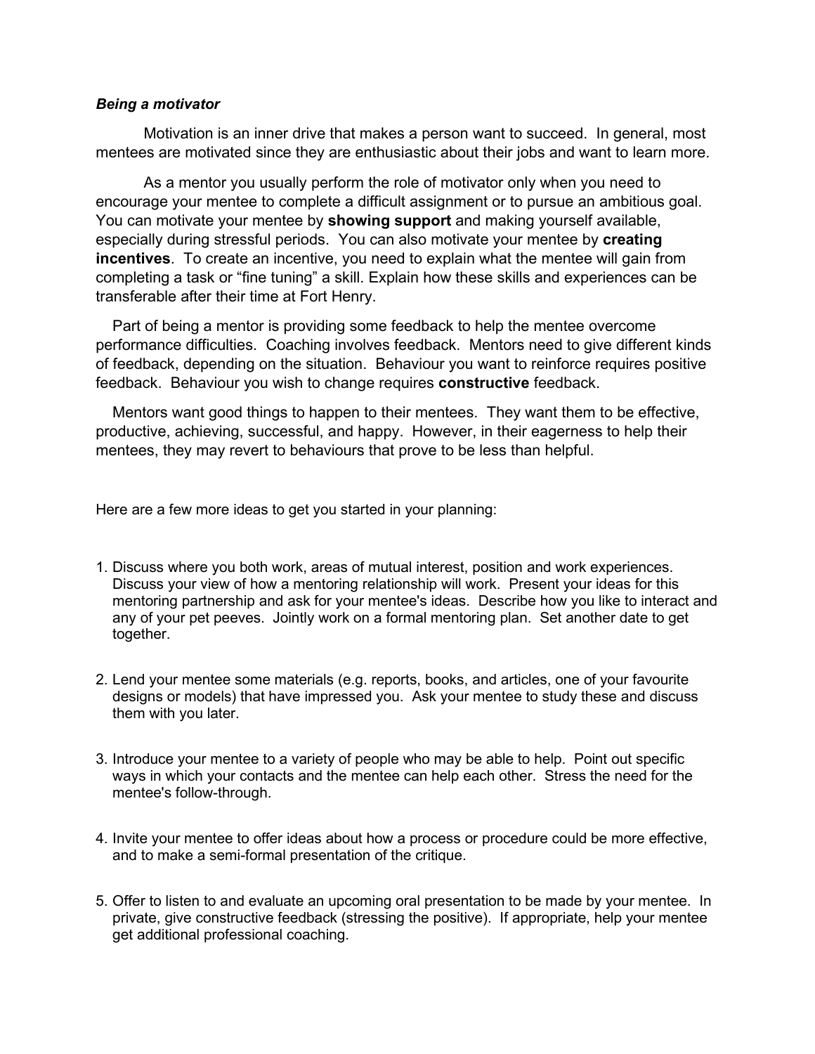***Being a motivator***

Motivation is an inner drive that makes a person want to succeed. In general, most mentees are motivated since they are enthusiastic about their jobs and want to learn more.

As a mentor you usually perform the role of motivator only when you need to encourage your mentee to complete a difficult assignment or to pursue an ambitious goal. You can motivate your mentee by **showing support** and making yourself available, especially during stressful periods. You can also motivate your mentee by **creating incentives**. To create an incentive, you need to explain what the mentee will gain from completing a task or "fine tuning" a skill. Explain how these skills and experiences can be transferable after their time at Fort Henry.

Part of being a mentor is providing some feedback to help the mentee overcome performance difficulties. Coaching involves feedback. Mentors need to give different kinds of feedback, depending on the situation. Behaviour you want to reinforce requires positive feedback. Behaviour you wish to change requires **constructive** feedback.

Mentors want good things to happen to their mentees. They want them to be effective, productive, achieving, successful, and happy. However, in their eagerness to help their mentees, they may revert to behaviours that prove to be less than helpful.

Here are a few more ideas to get you started in your planning:

1. Discuss where you both work, areas of mutual interest, position and work experiences. Discuss your view of how a mentoring relationship will work. Present your ideas for this mentoring partnership and ask for your mentee's ideas. Describe how you like to interact and any of your pet peeves. Jointly work on a formal mentoring plan. Set another date to get together.

2. Lend your mentee some materials (e.g. reports, books, and articles, one of your favourite designs or models) that have impressed you. Ask your mentee to study these and discuss them with you later.

3. Introduce your mentee to a variety of people who may be able to help. Point out specific ways in which your contacts and the mentee can help each other. Stress the need for the mentee's follow-through.

4. Invite your mentee to offer ideas about how a process or procedure could be more effective, and to make a semi-formal presentation of the critique.

5. Offer to listen to and evaluate an upcoming oral presentation to be made by your mentee. In private, give constructive feedback (stressing the positive). If appropriate, help your mentee get additional professional coaching.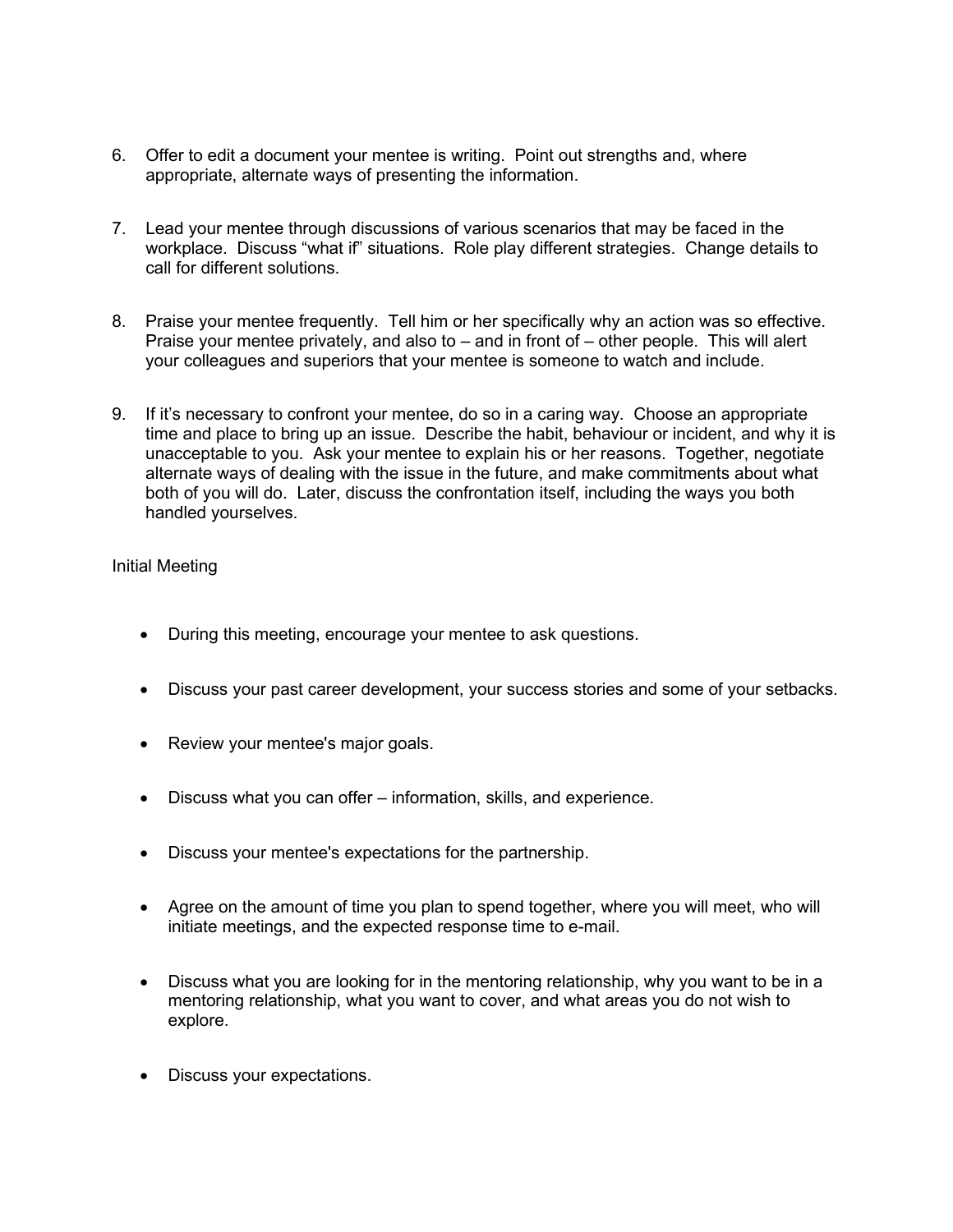6. Offer to edit a document your mentee is writing. Point out strengths and, where appropriate, alternate ways of presenting the information.

7. Lead your mentee through discussions of various scenarios that may be faced in the workplace. Discuss "what if" situations. Role play different strategies. Change details to call for different solutions.

8. Praise your mentee frequently. Tell him or her specifically why an action was so effective. Praise your mentee privately, and also to – and in front of – other people. This will alert your colleagues and superiors that your mentee is someone to watch and include.

9. If it's necessary to confront your mentee, do so in a caring way. Choose an appropriate time and place to bring up an issue. Describe the habit, behaviour or incident, and why it is unacceptable to you. Ask your mentee to explain his or her reasons. Together, negotiate alternate ways of dealing with the issue in the future, and make commitments about what both of you will do. Later, discuss the confrontation itself, including the ways you both handled yourselves.

Initial Meeting

- During this meeting, encourage your mentee to ask questions.
- Discuss your past career development, your success stories and some of your setbacks.
- Review your mentee's major goals.
- Discuss what you can offer – information, skills, and experience.
- Discuss your mentee's expectations for the partnership.
- Agree on the amount of time you plan to spend together, where you will meet, who will initiate meetings, and the expected response time to e-mail.
- Discuss what you are looking for in the mentoring relationship, why you want to be in a mentoring relationship, what you want to cover, and what areas you do not wish to explore.
- Discuss your expectations.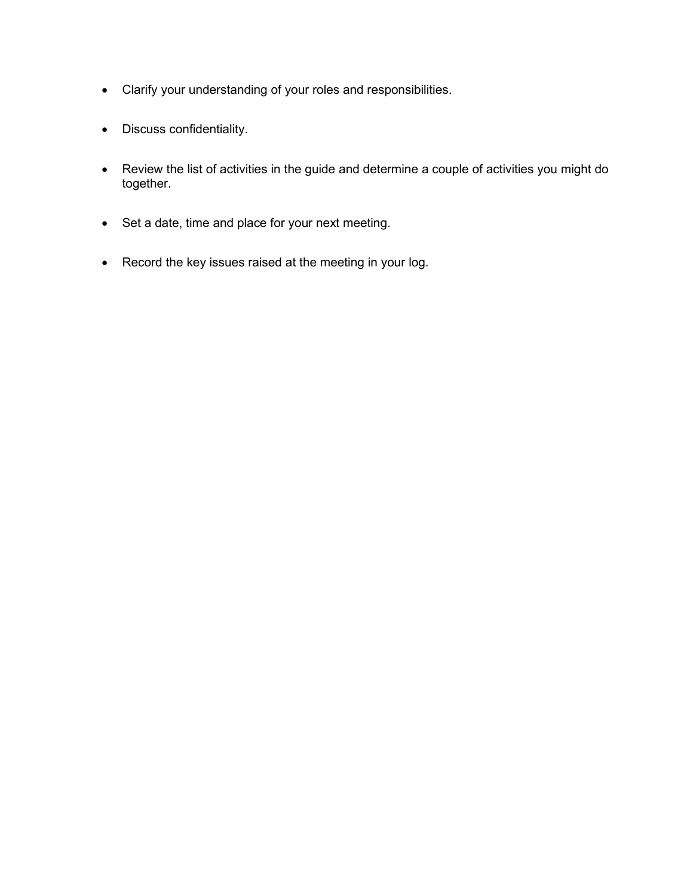- Clarify your understanding of your roles and responsibilities.

- Discuss confidentiality.

- Review the list of activities in the guide and determine a couple of activities you might do together.

- Set a date, time and place for your next meeting.

- Record the key issues raised at the meeting in your log.